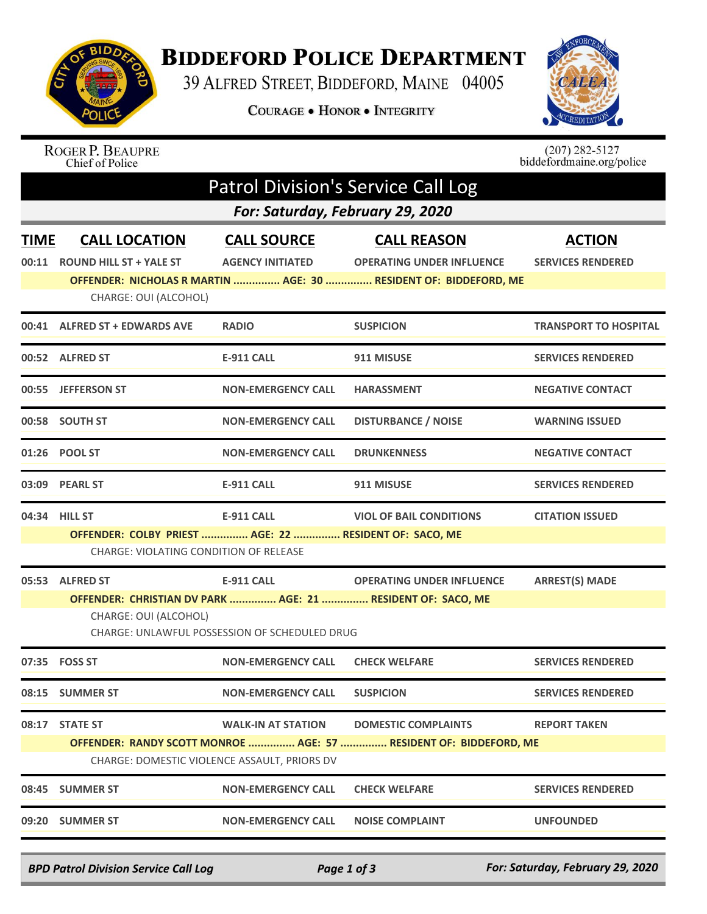# BIDDEFORD POLICE DEPARTMENT

39 ALFRED STREET, BIDDEFORD, MAINE 04005

COURAGE • HONOR • INTEGRITY

ROGER P. BEAUPRE
Chief of Police

(207) 282-5127
biddefordmaine.org/police

## Patrol Division's Service Call Log

### For: Saturday, February 29, 2020

| TIME | CALL LOCATION | CALL SOURCE | CALL REASON | ACTION |
|---|---|---|---|---|
| 00:11 | ROUND HILL ST + YALE ST | AGENCY INITIATED | OPERATING UNDER INFLUENCE | SERVICES RENDERED |
| | OFFENDER: NICHOLAS R MARTIN ............... AGE: 30 ............... RESIDENT OF: BIDDEFORD, ME | | | |
| | CHARGE: OUI (ALCOHOL) | | | |
| 00:41 | ALFRED ST + EDWARDS AVE | RADIO | SUSPICION | TRANSPORT TO HOSPITAL |
| 00:52 | ALFRED ST | E-911 CALL | 911 MISUSE | SERVICES RENDERED |
| 00:55 | JEFFERSON ST | NON-EMERGENCY CALL | HARASSMENT | NEGATIVE CONTACT |
| 00:58 | SOUTH ST | NON-EMERGENCY CALL | DISTURBANCE / NOISE | WARNING ISSUED |
| 01:26 | POOL ST | NON-EMERGENCY CALL | DRUNKENNESS | NEGATIVE CONTACT |
| 03:09 | PEARL ST | E-911 CALL | 911 MISUSE | SERVICES RENDERED |
| 04:34 | HILL ST | E-911 CALL | VIOL OF BAIL CONDITIONS | CITATION ISSUED |
| | OFFENDER: COLBY PRIEST ............... AGE: 22 ............... RESIDENT OF: SACO, ME | | | |
| | CHARGE: VIOLATING CONDITION OF RELEASE | | | |
| 05:53 | ALFRED ST | E-911 CALL | OPERATING UNDER INFLUENCE | ARREST(S) MADE |
| | OFFENDER: CHRISTIAN DV PARK ............... AGE: 21 ............... RESIDENT OF: SACO, ME | | | |
| | CHARGE: OUI (ALCOHOL) | | | |
| | CHARGE: UNLAWFUL POSSESSION OF SCHEDULED DRUG | | | |
| 07:35 | FOSS ST | NON-EMERGENCY CALL | CHECK WELFARE | SERVICES RENDERED |
| 08:15 | SUMMER ST | NON-EMERGENCY CALL | SUSPICION | SERVICES RENDERED |
| 08:17 | STATE ST | WALK-IN AT STATION | DOMESTIC COMPLAINTS | REPORT TAKEN |
| | OFFENDER: RANDY SCOTT MONROE ............... AGE: 57 ............... RESIDENT OF: BIDDEFORD, ME | | | |
| | CHARGE: DOMESTIC VIOLENCE ASSAULT, PRIORS DV | | | |
| 08:45 | SUMMER ST | NON-EMERGENCY CALL | CHECK WELFARE | SERVICES RENDERED |
| 09:20 | SUMMER ST | NON-EMERGENCY CALL | NOISE COMPLAINT | UNFOUNDED |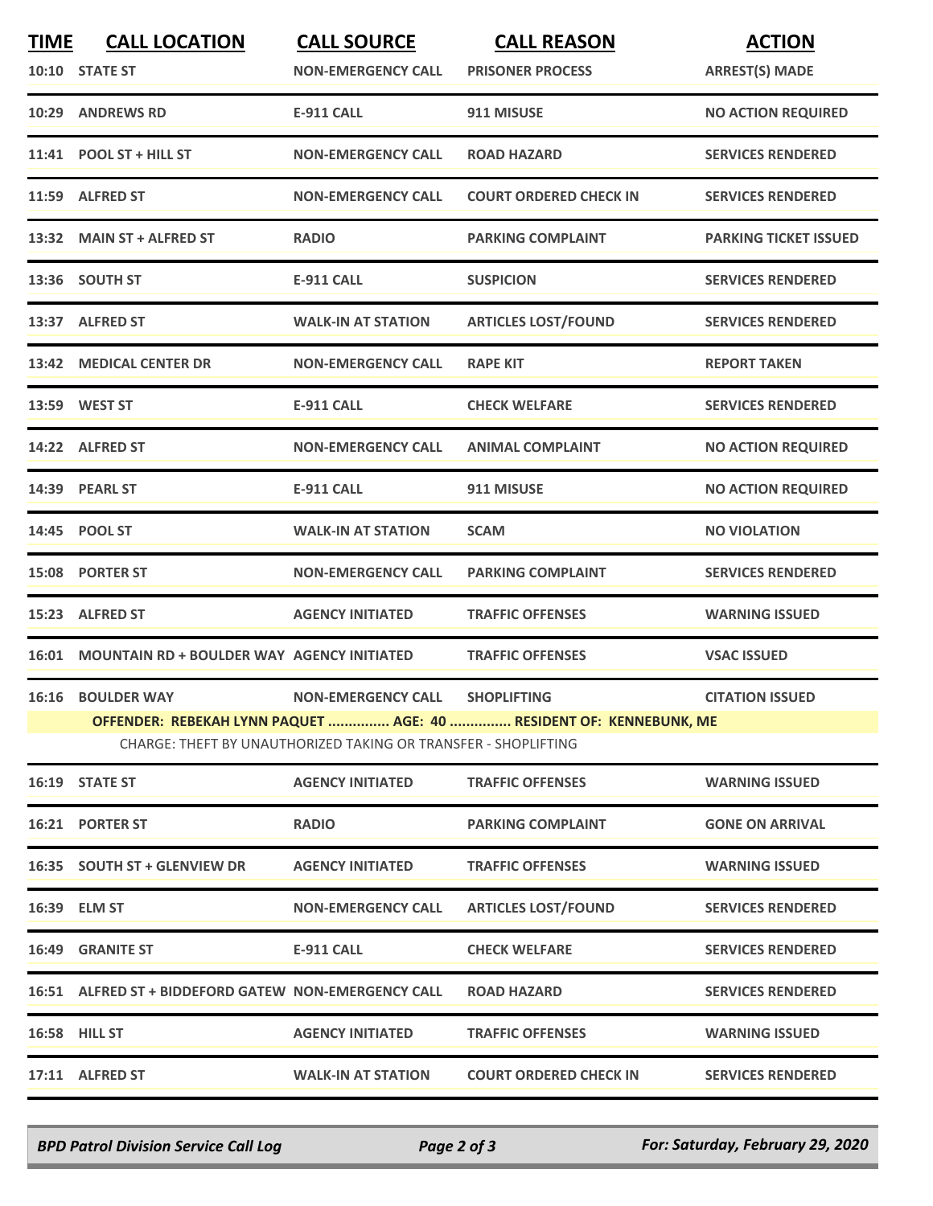| TIME | CALL LOCATION | CALL SOURCE | CALL REASON | ACTION |
|---|---|---|---|---|
| 10:10 | STATE ST | NON-EMERGENCY CALL | PRISONER PROCESS | ARREST(S) MADE |
| 10:29 | ANDREWS RD | E-911 CALL | 911 MISUSE | NO ACTION REQUIRED |
| 11:41 | POOL ST + HILL ST | NON-EMERGENCY CALL | ROAD HAZARD | SERVICES RENDERED |
| 11:59 | ALFRED ST | NON-EMERGENCY CALL | COURT ORDERED CHECK IN | SERVICES RENDERED |
| 13:32 | MAIN ST + ALFRED ST | RADIO | PARKING COMPLAINT | PARKING TICKET ISSUED |
| 13:36 | SOUTH ST | E-911 CALL | SUSPICION | SERVICES RENDERED |
| 13:37 | ALFRED ST | WALK-IN AT STATION | ARTICLES LOST/FOUND | SERVICES RENDERED |
| 13:42 | MEDICAL CENTER DR | NON-EMERGENCY CALL | RAPE KIT | REPORT TAKEN |
| 13:59 | WEST ST | E-911 CALL | CHECK WELFARE | SERVICES RENDERED |
| 14:22 | ALFRED ST | NON-EMERGENCY CALL | ANIMAL COMPLAINT | NO ACTION REQUIRED |
| 14:39 | PEARL ST | E-911 CALL | 911 MISUSE | NO ACTION REQUIRED |
| 14:45 | POOL ST | WALK-IN AT STATION | SCAM | NO VIOLATION |
| 15:08 | PORTER ST | NON-EMERGENCY CALL | PARKING COMPLAINT | SERVICES RENDERED |
| 15:23 | ALFRED ST | AGENCY INITIATED | TRAFFIC OFFENSES | WARNING ISSUED |
| 16:01 | MOUNTAIN RD + BOULDER WAY | AGENCY INITIATED | TRAFFIC OFFENSES | VSAC ISSUED |
| 16:16 | BOULDER WAY | NON-EMERGENCY CALL | SHOPLIFTING | CITATION ISSUED |
| | OFFENDER: REBEKAH LYNN PAQUET ............... AGE: 40 ............... RESIDENT OF: KENNEBUNK, ME | | | |
| | CHARGE: THEFT BY UNAUTHORIZED TAKING OR TRANSFER - SHOPLIFTING | | | |
| 16:19 | STATE ST | AGENCY INITIATED | TRAFFIC OFFENSES | WARNING ISSUED |
| 16:21 | PORTER ST | RADIO | PARKING COMPLAINT | GONE ON ARRIVAL |
| 16:35 | SOUTH ST + GLENVIEW DR | AGENCY INITIATED | TRAFFIC OFFENSES | WARNING ISSUED |
| 16:39 | ELM ST | NON-EMERGENCY CALL | ARTICLES LOST/FOUND | SERVICES RENDERED |
| 16:49 | GRANITE ST | E-911 CALL | CHECK WELFARE | SERVICES RENDERED |
| 16:51 | ALFRED ST + BIDDEFORD GATEW | NON-EMERGENCY CALL | ROAD HAZARD | SERVICES RENDERED |
| 16:58 | HILL ST | AGENCY INITIATED | TRAFFIC OFFENSES | WARNING ISSUED |
| 17:11 | ALFRED ST | WALK-IN AT STATION | COURT ORDERED CHECK IN | SERVICES RENDERED |

*BPD Patrol Division Service Call Log* — *For: Saturday, February 29, 2020*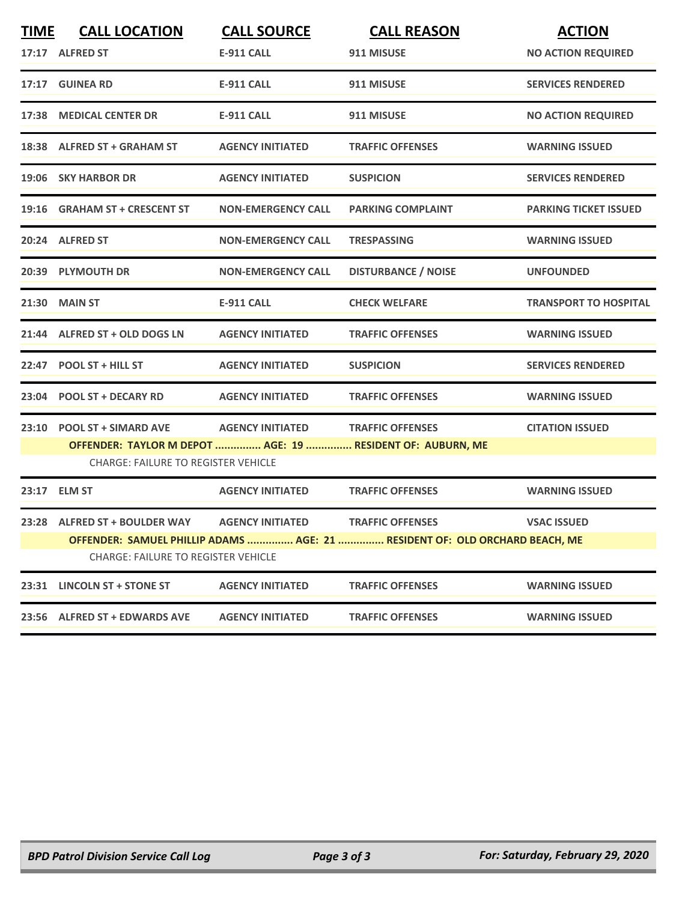| TIME | CALL LOCATION | CALL SOURCE | CALL REASON | ACTION |
|---|---|---|---|---|
| 17:17 | ALFRED ST | E-911 CALL | 911 MISUSE | NO ACTION REQUIRED |
| 17:17 | GUINEA RD | E-911 CALL | 911 MISUSE | SERVICES RENDERED |
| 17:38 | MEDICAL CENTER DR | E-911 CALL | 911 MISUSE | NO ACTION REQUIRED |
| 18:38 | ALFRED ST + GRAHAM ST | AGENCY INITIATED | TRAFFIC OFFENSES | WARNING ISSUED |
| 19:06 | SKY HARBOR DR | AGENCY INITIATED | SUSPICION | SERVICES RENDERED |
| 19:16 | GRAHAM ST + CRESCENT ST | NON-EMERGENCY CALL | PARKING COMPLAINT | PARKING TICKET ISSUED |
| 20:24 | ALFRED ST | NON-EMERGENCY CALL | TRESPASSING | WARNING ISSUED |
| 20:39 | PLYMOUTH DR | NON-EMERGENCY CALL | DISTURBANCE / NOISE | UNFOUNDED |
| 21:30 | MAIN ST | E-911 CALL | CHECK WELFARE | TRANSPORT TO HOSPITAL |
| 21:44 | ALFRED ST + OLD DOGS LN | AGENCY INITIATED | TRAFFIC OFFENSES | WARNING ISSUED |
| 22:47 | POOL ST + HILL ST | AGENCY INITIATED | SUSPICION | SERVICES RENDERED |
| 23:04 | POOL ST + DECARY RD | AGENCY INITIATED | TRAFFIC OFFENSES | WARNING ISSUED |
| 23:10 | POOL ST + SIMARD AVE | AGENCY INITIATED | TRAFFIC OFFENSES | CITATION ISSUED |
| | OFFENDER: TAYLOR M DEPOT ............... AGE: 19 ............... RESIDENT OF: AUBURN, ME | | | |
| | CHARGE: FAILURE TO REGISTER VEHICLE | | | |
| 23:17 | ELM ST | AGENCY INITIATED | TRAFFIC OFFENSES | WARNING ISSUED |
| 23:28 | ALFRED ST + BOULDER WAY | AGENCY INITIATED | TRAFFIC OFFENSES | VSAC ISSUED |
| | OFFENDER: SAMUEL PHILLIP ADAMS ............... AGE: 21 ............... RESIDENT OF: OLD ORCHARD BEACH, ME | | | |
| | CHARGE: FAILURE TO REGISTER VEHICLE | | | |
| 23:31 | LINCOLN ST + STONE ST | AGENCY INITIATED | TRAFFIC OFFENSES | WARNING ISSUED |
| 23:56 | ALFRED ST + EDWARDS AVE | AGENCY INITIATED | TRAFFIC OFFENSES | WARNING ISSUED |

*BPD Patrol Division Service Call Log* — *For: Saturday, February 29, 2020*